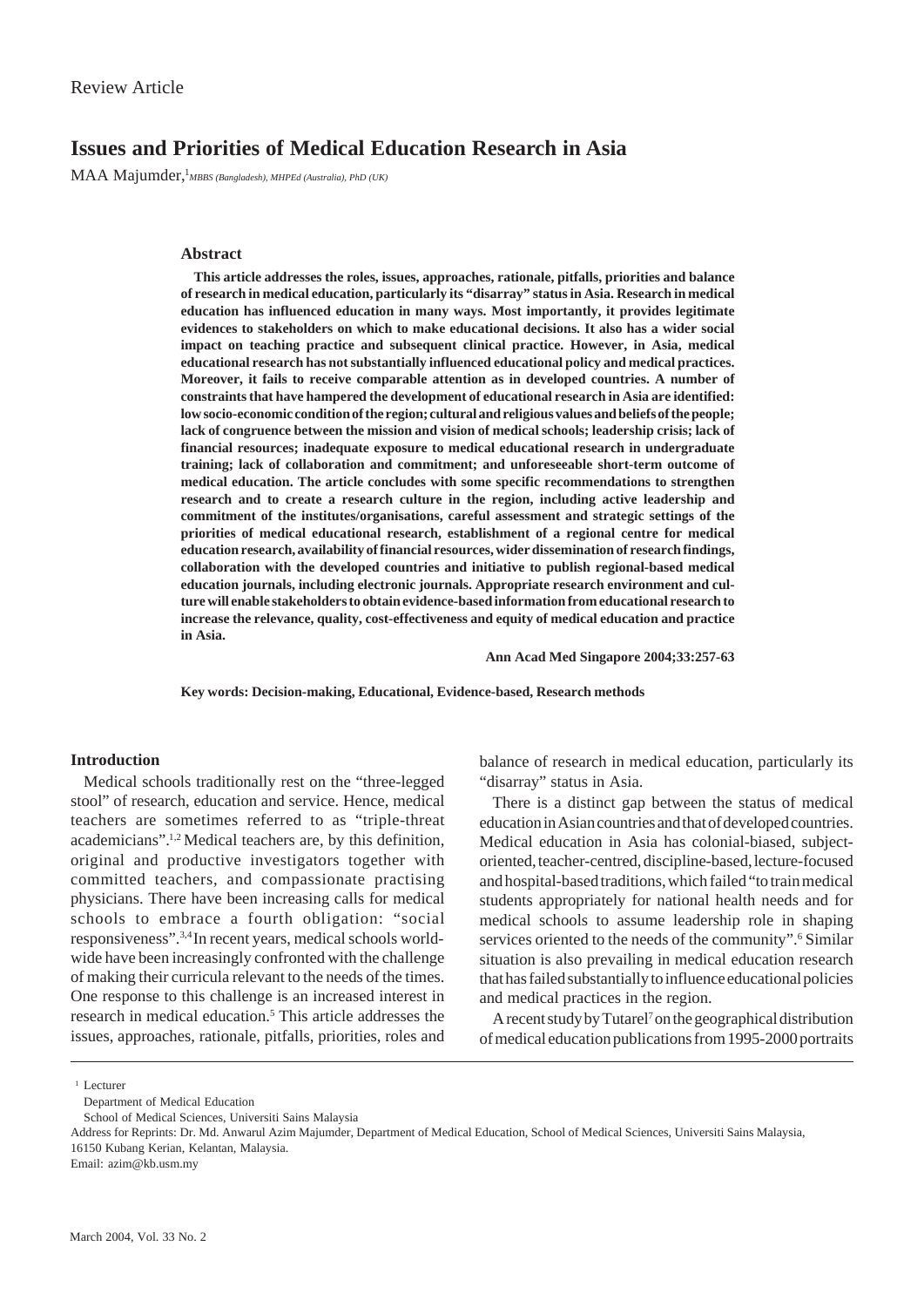Review Article

# Issues and Priorities of Medical Education Research in Asia

MAA Majumder,[1] *MBBS (Bangladesh), MHPEd (Australia), PhD (UK)*

## Abstract

**This article addresses the roles, issues, approaches, rationale, pitfalls, priorities and balance of research in medical education, particularly its "disarray" status in Asia. Research in medical education has influenced education in many ways. Most importantly, it provides legitimate evidences to stakeholders on which to make educational decisions. It also has a wider social impact on teaching practice and subsequent clinical practice. However, in Asia, medical educational research has not substantially influenced educational policy and medical practices. Moreover, it fails to receive comparable attention as in developed countries. A number of constraints that have hampered the development of educational research in Asia are identified: low socio-economic condition of the region; cultural and religious values and beliefs of the people; lack of congruence between the mission and vision of medical schools; leadership crisis; lack of financial resources; inadequate exposure to medical educational research in undergraduate training; lack of collaboration and commitment; and unforeseeable short-term outcome of medical education. The article concludes with some specific recommendations to strengthen research and to create a research culture in the region, including active leadership and commitment of the institutes/organisations, careful assessment and strategic settings of the priorities of medical educational research, establishment of a regional centre for medical education research, availability of financial resources, wider dissemination of research findings, collaboration with the developed countries and initiative to publish regional-based medical education journals, including electronic journals. Appropriate research environment and culture will enable stakeholders to obtain evidence-based information from educational research to increase the relevance, quality, cost-effectiveness and equity of medical education and practice in Asia.**

**Ann Acad Med Singapore 2004;33:257-63**

**Key words: Decision-making, Educational, Evidence-based, Research methods**

## Introduction

Medical schools traditionally rest on the "three-legged stool" of research, education and service. Hence, medical teachers are sometimes referred to as "triple-threat academicians".[1,2] Medical teachers are, by this definition, original and productive investigators together with committed teachers, and compassionate practising physicians. There have been increasing calls for medical schools to embrace a fourth obligation: "social responsiveness".[3,4] In recent years, medical schools worldwide have been increasingly confronted with the challenge of making their curricula relevant to the needs of the times. One response to this challenge is an increased interest in research in medical education.[5] This article addresses the issues, approaches, rationale, pitfalls, priorities, roles and balance of research in medical education, particularly its "disarray" status in Asia.

There is a distinct gap between the status of medical education in Asian countries and that of developed countries. Medical education in Asia has colonial-biased, subject-oriented, teacher-centred, discipline-based, lecture-focused and hospital-based traditions, which failed "to train medical students appropriately for national health needs and for medical schools to assume leadership role in shaping services oriented to the needs of the community".[6] Similar situation is also prevailing in medical education research that has failed substantially to influence educational policies and medical practices in the region.

A recent study by Tutarel[7] on the geographical distribution of medical education publications from 1995-2000 portraits

---

[1] Lecturer
Department of Medical Education
School of Medical Sciences, Universiti Sains Malaysia

Address for Reprints: Dr. Md. Anwarul Azim Majumder, Department of Medical Education, School of Medical Sciences, Universiti Sains Malaysia, 16150 Kubang Kerian, Kelantan, Malaysia.
Email: azim@kb.usm.my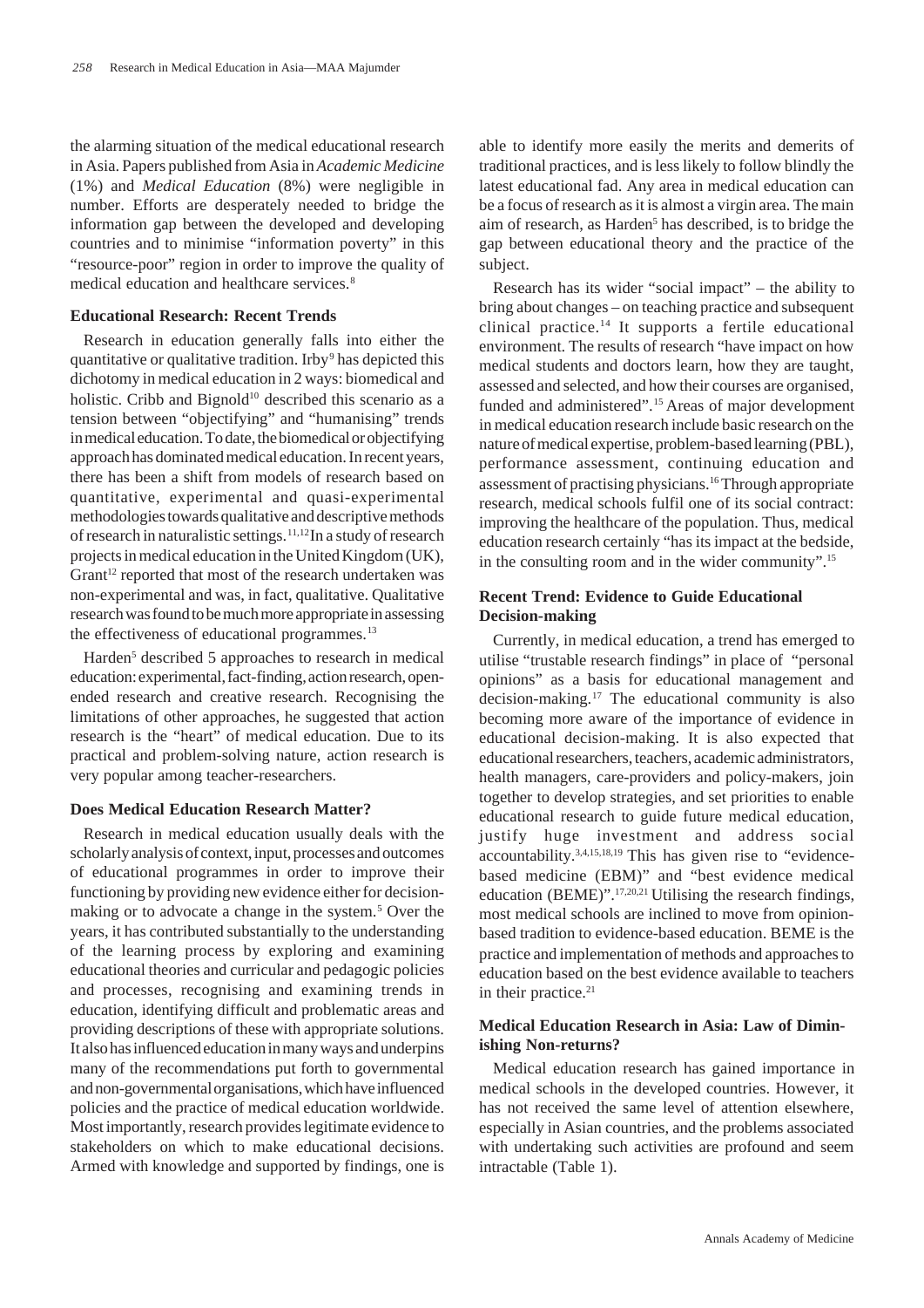the alarming situation of the medical educational research in Asia. Papers published from Asia in *Academic Medicine* (1%) and *Medical Education* (8%) were negligible in number. Efforts are desperately needed to bridge the information gap between the developed and developing countries and to minimise "information poverty" in this "resource-poor" region in order to improve the quality of medical education and healthcare services.[8]

### Educational Research: Recent Trends

Research in education generally falls into either the quantitative or qualitative tradition. Irby[9] has depicted this dichotomy in medical education in 2 ways: biomedical and holistic. Cribb and Bignold[10] described this scenario as a tension between "objectifying" and "humanising" trends in medical education. To date, the biomedical or objectifying approach has dominated medical education. In recent years, there has been a shift from models of research based on quantitative, experimental and quasi-experimental methodologies towards qualitative and descriptive methods of research in naturalistic settings.[11,12] In a study of research projects in medical education in the United Kingdom (UK), Grant[12] reported that most of the research undertaken was non-experimental and was, in fact, qualitative. Qualitative research was found to be much more appropriate in assessing the effectiveness of educational programmes.[13]

Harden[5] described 5 approaches to research in medical education: experimental, fact-finding, action research, open-ended research and creative research. Recognising the limitations of other approaches, he suggested that action research is the "heart" of medical education. Due to its practical and problem-solving nature, action research is very popular among teacher-researchers.

### Does Medical Education Research Matter?

Research in medical education usually deals with the scholarly analysis of context, input, processes and outcomes of educational programmes in order to improve their functioning by providing new evidence either for decision-making or to advocate a change in the system.[5] Over the years, it has contributed substantially to the understanding of the learning process by exploring and examining educational theories and curricular and pedagogic policies and processes, recognising and examining trends in education, identifying difficult and problematic areas and providing descriptions of these with appropriate solutions. It also has influenced education in many ways and underpins many of the recommendations put forth to governmental and non-governmental organisations, which have influenced policies and the practice of medical education worldwide. Most importantly, research provides legitimate evidence to stakeholders on which to make educational decisions. Armed with knowledge and supported by findings, one is able to identify more easily the merits and demerits of traditional practices, and is less likely to follow blindly the latest educational fad. Any area in medical education can be a focus of research as it is almost a virgin area. The main aim of research, as Harden[5] has described, is to bridge the gap between educational theory and the practice of the subject.

Research has its wider "social impact" – the ability to bring about changes – on teaching practice and subsequent clinical practice.[14] It supports a fertile educational environment. The results of research "have impact on how medical students and doctors learn, how they are taught, assessed and selected, and how their courses are organised, funded and administered".[15] Areas of major development in medical education research include basic research on the nature of medical expertise, problem-based learning (PBL), performance assessment, continuing education and assessment of practising physicians.[16] Through appropriate research, medical schools fulfil one of its social contract: improving the healthcare of the population. Thus, medical education research certainly "has its impact at the bedside, in the consulting room and in the wider community".[15]

### Recent Trend: Evidence to Guide Educational Decision-making

Currently, in medical education, a trend has emerged to utilise "trustable research findings" in place of "personal opinions" as a basis for educational management and decision-making.[17] The educational community is also becoming more aware of the importance of evidence in educational decision-making. It is also expected that educational researchers, teachers, academic administrators, health managers, care-providers and policy-makers, join together to develop strategies, and set priorities to enable educational research to guide future medical education, justify huge investment and address social accountability.[3,4,15,18,19] This has given rise to "evidence-based medicine (EBM)" and "best evidence medical education (BEME)".[17,20,21] Utilising the research findings, most medical schools are inclined to move from opinion-based tradition to evidence-based education. BEME is the practice and implementation of methods and approaches to education based on the best evidence available to teachers in their practice.[21]

### Medical Education Research in Asia: Law of Diminishing Non-returns?

Medical education research has gained importance in medical schools in the developed countries. However, it has not received the same level of attention elsewhere, especially in Asian countries, and the problems associated with undertaking such activities are profound and seem intractable (Table 1).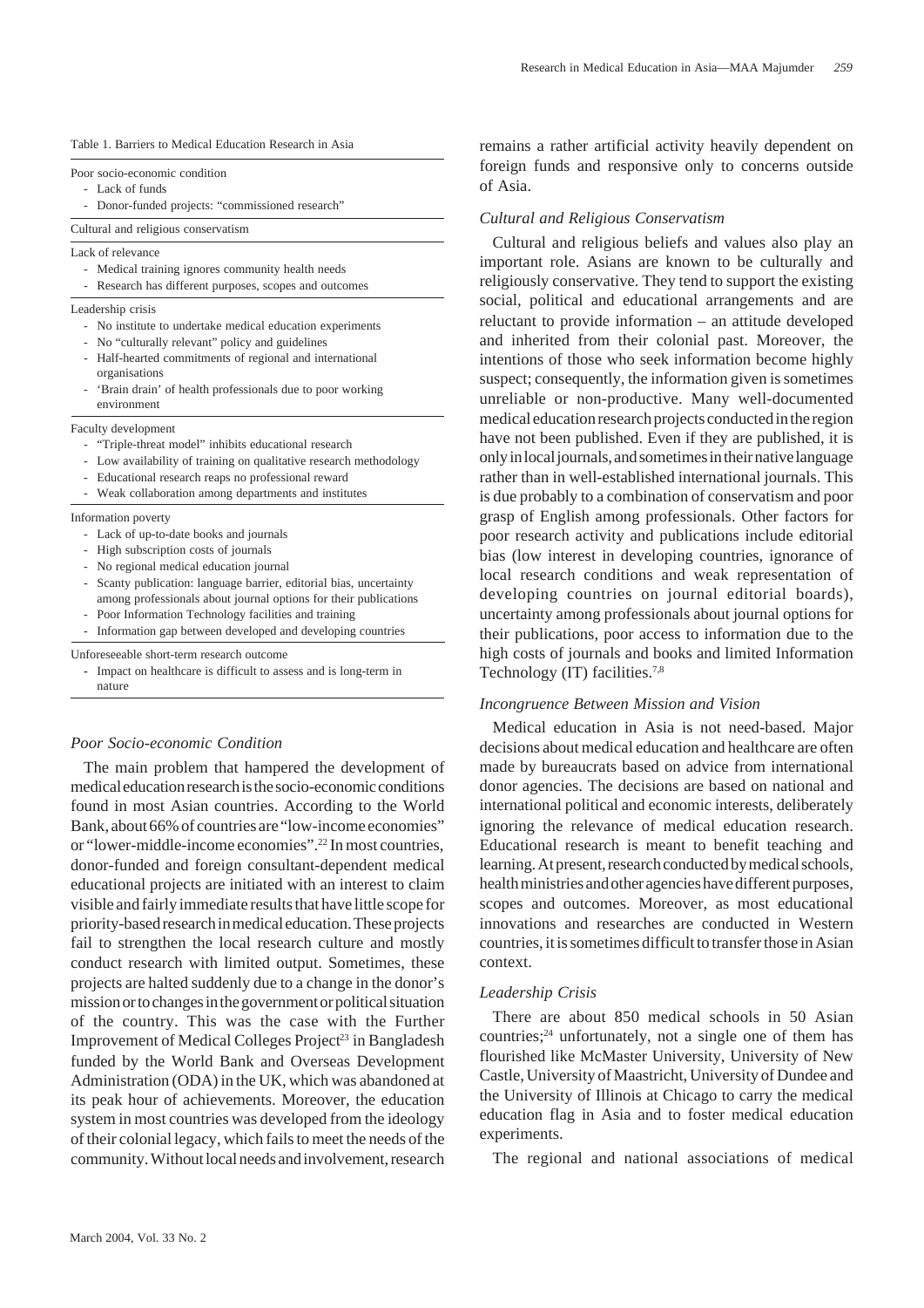Table 1. Barriers to Medical Education Research in Asia

Poor socio-economic condition
- Lack of funds
- Donor-funded projects: "commissioned research"

Cultural and religious conservatism

Lack of relevance
- Medical training ignores community health needs
- Research has different purposes, scopes and outcomes

Leadership crisis
- No institute to undertake medical education experiments
- No "culturally relevant" policy and guidelines
- Half-hearted commitments of regional and international organisations
- 'Brain drain' of health professionals due to poor working environment

Faculty development
- "Triple-threat model" inhibits educational research
- Low availability of training on qualitative research methodology
- Educational research reaps no professional reward
- Weak collaboration among departments and institutes

Information poverty
- Lack of up-to-date books and journals
- High subscription costs of journals
- No regional medical education journal
- Scanty publication: language barrier, editorial bias, uncertainty among professionals about journal options for their publications
- Poor Information Technology facilities and training
- Information gap between developed and developing countries

Unforeseeable short-term research outcome
- Impact on healthcare is difficult to assess and is long-term in nature

### *Poor Socio-economic Condition*

The main problem that hampered the development of medical education research is the socio-economic conditions found in most Asian countries. According to the World Bank, about 66% of countries are "low-income economies" or "lower-middle-income economies".[22] In most countries, donor-funded and foreign consultant-dependent medical educational projects are initiated with an interest to claim visible and fairly immediate results that have little scope for priority-based research in medical education. These projects fail to strengthen the local research culture and mostly conduct research with limited output. Sometimes, these projects are halted suddenly due to a change in the donor's mission or to changes in the government or political situation of the country. This was the case with the Further Improvement of Medical Colleges Project[23] in Bangladesh funded by the World Bank and Overseas Development Administration (ODA) in the UK, which was abandoned at its peak hour of achievements. Moreover, the education system in most countries was developed from the ideology of their colonial legacy, which fails to meet the needs of the community. Without local needs and involvement, research remains a rather artificial activity heavily dependent on foreign funds and responsive only to concerns outside of Asia.

### *Cultural and Religious Conservatism*

Cultural and religious beliefs and values also play an important role. Asians are known to be culturally and religiously conservative. They tend to support the existing social, political and educational arrangements and are reluctant to provide information – an attitude developed and inherited from their colonial past. Moreover, the intentions of those who seek information become highly suspect; consequently, the information given is sometimes unreliable or non-productive. Many well-documented medical education research projects conducted in the region have not been published. Even if they are published, it is only in local journals, and sometimes in their native language rather than in well-established international journals. This is due probably to a combination of conservatism and poor grasp of English among professionals. Other factors for poor research activity and publications include editorial bias (low interest in developing countries, ignorance of local research conditions and weak representation of developing countries on journal editorial boards), uncertainty among professionals about journal options for their publications, poor access to information due to the high costs of journals and books and limited Information Technology (IT) facilities.[7,8]

### *Incongruence Between Mission and Vision*

Medical education in Asia is not need-based. Major decisions about medical education and healthcare are often made by bureaucrats based on advice from international donor agencies. The decisions are based on national and international political and economic interests, deliberately ignoring the relevance of medical education research. Educational research is meant to benefit teaching and learning. At present, research conducted by medical schools, health ministries and other agencies have different purposes, scopes and outcomes. Moreover, as most educational innovations and researches are conducted in Western countries, it is sometimes difficult to transfer those in Asian context.

### *Leadership Crisis*

There are about 850 medical schools in 50 Asian countries;[24] unfortunately, not a single one of them has flourished like McMaster University, University of New Castle, University of Maastricht, University of Dundee and the University of Illinois at Chicago to carry the medical education flag in Asia and to foster medical education experiments.

The regional and national associations of medical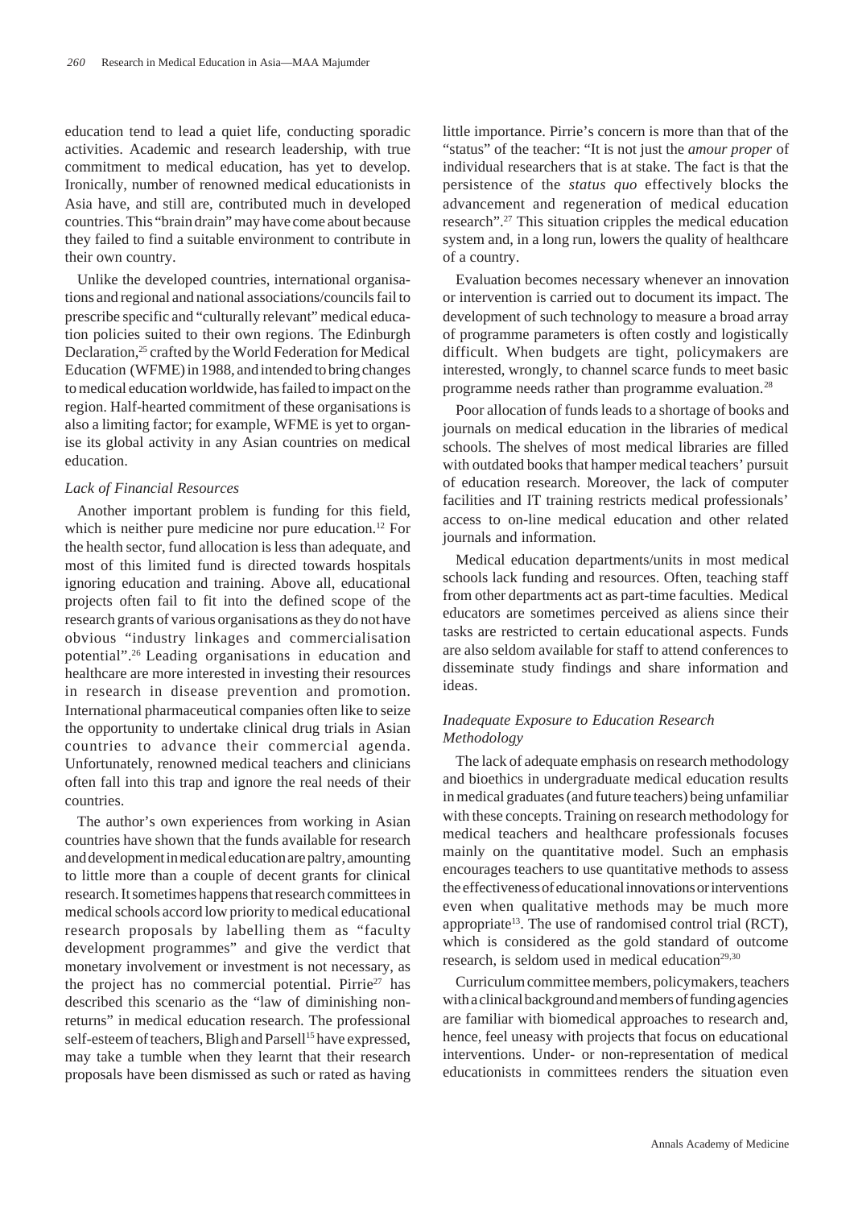education tend to lead a quiet life, conducting sporadic activities. Academic and research leadership, with true commitment to medical education, has yet to develop. Ironically, number of renowned medical educationists in Asia have, and still are, contributed much in developed countries. This "brain drain" may have come about because they failed to find a suitable environment to contribute in their own country.

Unlike the developed countries, international organisations and regional and national associations/councils fail to prescribe specific and "culturally relevant" medical education policies suited to their own regions. The Edinburgh Declaration,[25] crafted by the World Federation for Medical Education (WFME) in 1988, and intended to bring changes to medical education worldwide, has failed to impact on the region. Half-hearted commitment of these organisations is also a limiting factor; for example, WFME is yet to organise its global activity in any Asian countries on medical education.

### *Lack of Financial Resources*

Another important problem is funding for this field, which is neither pure medicine nor pure education.[12] For the health sector, fund allocation is less than adequate, and most of this limited fund is directed towards hospitals ignoring education and training. Above all, educational projects often fail to fit into the defined scope of the research grants of various organisations as they do not have obvious "industry linkages and commercialisation potential".[26] Leading organisations in education and healthcare are more interested in investing their resources in research in disease prevention and promotion. International pharmaceutical companies often like to seize the opportunity to undertake clinical drug trials in Asian countries to advance their commercial agenda. Unfortunately, renowned medical teachers and clinicians often fall into this trap and ignore the real needs of their countries.

The author's own experiences from working in Asian countries have shown that the funds available for research and development in medical education are paltry, amounting to little more than a couple of decent grants for clinical research. It sometimes happens that research committees in medical schools accord low priority to medical educational research proposals by labelling them as "faculty development programmes" and give the verdict that monetary involvement or investment is not necessary, as the project has no commercial potential. Pirrie[27] has described this scenario as the "law of diminishing non-returns" in medical education research. The professional self-esteem of teachers, Bligh and Parsell[15] have expressed, may take a tumble when they learnt that their research proposals have been dismissed as such or rated as having little importance. Pirrie's concern is more than that of the "status" of the teacher: "It is not just the *amour proper* of individual researchers that is at stake. The fact is that the persistence of the *status quo* effectively blocks the advancement and regeneration of medical education research".[27] This situation cripples the medical education system and, in a long run, lowers the quality of healthcare of a country.

Evaluation becomes necessary whenever an innovation or intervention is carried out to document its impact. The development of such technology to measure a broad array of programme parameters is often costly and logistically difficult. When budgets are tight, policymakers are interested, wrongly, to channel scarce funds to meet basic programme needs rather than programme evaluation.[28]

Poor allocation of funds leads to a shortage of books and journals on medical education in the libraries of medical schools. The shelves of most medical libraries are filled with outdated books that hamper medical teachers' pursuit of education research. Moreover, the lack of computer facilities and IT training restricts medical professionals' access to on-line medical education and other related journals and information.

Medical education departments/units in most medical schools lack funding and resources. Often, teaching staff from other departments act as part-time faculties. Medical educators are sometimes perceived as aliens since their tasks are restricted to certain educational aspects. Funds are also seldom available for staff to attend conferences to disseminate study findings and share information and ideas.

### *Inadequate Exposure to Education Research Methodology*

The lack of adequate emphasis on research methodology and bioethics in undergraduate medical education results in medical graduates (and future teachers) being unfamiliar with these concepts. Training on research methodology for medical teachers and healthcare professionals focuses mainly on the quantitative model. Such an emphasis encourages teachers to use quantitative methods to assess the effectiveness of educational innovations or interventions even when qualitative methods may be much more appropriate[13]. The use of randomised control trial (RCT), which is considered as the gold standard of outcome research, is seldom used in medical education[29,30]

Curriculum committee members, policymakers, teachers with a clinical background and members of funding agencies are familiar with biomedical approaches to research and, hence, feel uneasy with projects that focus on educational interventions. Under- or non-representation of medical educationists in committees renders the situation even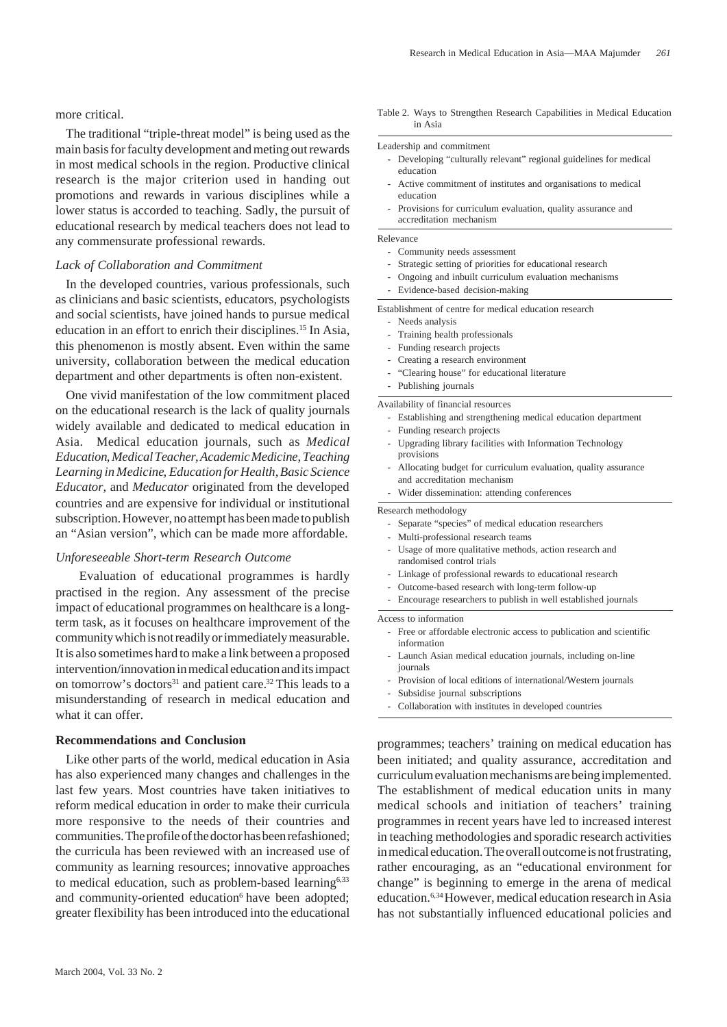more critical.

The traditional "triple-threat model" is being used as the main basis for faculty development and meting out rewards in most medical schools in the region. Productive clinical research is the major criterion used in handing out promotions and rewards in various disciplines while a lower status is accorded to teaching. Sadly, the pursuit of educational research by medical teachers does not lead to any commensurate professional rewards.

### *Lack of Collaboration and Commitment*

In the developed countries, various professionals, such as clinicians and basic scientists, educators, psychologists and social scientists, have joined hands to pursue medical education in an effort to enrich their disciplines.[15] In Asia, this phenomenon is mostly absent. Even within the same university, collaboration between the medical education department and other departments is often non-existent.

One vivid manifestation of the low commitment placed on the educational research is the lack of quality journals widely available and dedicated to medical education in Asia. Medical education journals, such as *Medical Education, Medical Teacher, Academic Medicine, Teaching Learning in Medicine, Education for Health, Basic Science Educator*, and *Meducator* originated from the developed countries and are expensive for individual or institutional subscription. However, no attempt has been made to publish an "Asian version", which can be made more affordable.

### *Unforeseeable Short-term Research Outcome*

Evaluation of educational programmes is hardly practised in the region. Any assessment of the precise impact of educational programmes on healthcare is a long-term task, as it focuses on healthcare improvement of the community which is not readily or immediately measurable. It is also sometimes hard to make a link between a proposed intervention/innovation in medical education and its impact on tomorrow's doctors[31] and patient care.[32] This leads to a misunderstanding of research in medical education and what it can offer.

## Recommendations and Conclusion

Like other parts of the world, medical education in Asia has also experienced many changes and challenges in the last few years. Most countries have taken initiatives to reform medical education in order to make their curricula more responsive to the needs of their countries and communities. The profile of the doctor has been refashioned; the curricula has been reviewed with an increased use of community as learning resources; innovative approaches to medical education, such as problem-based learning[6,33] and community-oriented education[6] have been adopted; greater flexibility has been introduced into the educational programmes; teachers' training on medical education has been initiated; and quality assurance, accreditation and curriculum evaluation mechanisms are being implemented. The establishment of medical education units in many medical schools and initiation of teachers' training programmes in recent years have led to increased interest in teaching methodologies and sporadic research activities in medical education. The overall outcome is not frustrating, rather encouraging, as an "educational environment for change" is beginning to emerge in the arena of medical education.[6,34] However, medical education research in Asia has not substantially influenced educational policies and

Table 2. Ways to Strengthen Research Capabilities in Medical Education in Asia

| |
|---|
| **Leadership and commitment** |
| - Developing "culturally relevant" regional guidelines for medical education |
| - Active commitment of institutes and organisations to medical education |
| - Provisions for curriculum evaluation, quality assurance and accreditation mechanism |
| **Relevance** |
| - Community needs assessment |
| - Strategic setting of priorities for educational research |
| - Ongoing and inbuilt curriculum evaluation mechanisms |
| - Evidence-based decision-making |
| **Establishment of centre for medical education research** |
| - Needs analysis |
| - Training health professionals |
| - Funding research projects |
| - Creating a research environment |
| - "Clearing house" for educational literature |
| - Publishing journals |
| **Availability of financial resources** |
| - Establishing and strengthening medical education department |
| - Funding research projects |
| - Upgrading library facilities with Information Technology provisions |
| - Allocating budget for curriculum evaluation, quality assurance and accreditation mechanism |
| - Wider dissemination: attending conferences |
| **Research methodology** |
| - Separate "species" of medical education researchers |
| - Multi-professional research teams |
| - Usage of more qualitative methods, action research and randomised control trials |
| - Linkage of professional rewards to educational research |
| - Outcome-based research with long-term follow-up |
| - Encourage researchers to publish in well established journals |
| **Access to information** |
| - Free or affordable electronic access to publication and scientific information |
| - Launch Asian medical education journals, including on-line journals |
| - Provision of local editions of international/Western journals |
| - Subsidise journal subscriptions |
| - Collaboration with institutes in developed countries |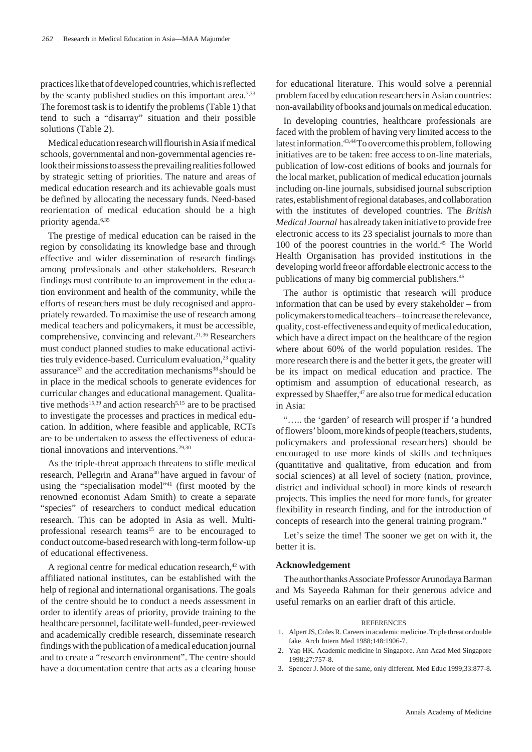practices like that of developed countries, which is reflected by the scanty published studies on this important area.[7,33] The foremost task is to identify the problems (Table 1) that tend to such a "disarray" situation and their possible solutions (Table 2).

Medical education research will flourish in Asia if medical schools, governmental and non-governmental agencies re-look their missions to assess the prevailing realities followed by strategic setting of priorities. The nature and areas of medical education research and its achievable goals must be defined by allocating the necessary funds. Need-based reorientation of medical education should be a high priority agenda.[6,35]

The prestige of medical education can be raised in the region by consolidating its knowledge base and through effective and wider dissemination of research findings among professionals and other stakeholders. Research findings must contribute to an improvement in the education environment and health of the community, while the efforts of researchers must be duly recognised and appropriately rewarded. To maximise the use of research among medical teachers and policymakers, it must be accessible, comprehensive, convincing and relevant.[21,36] Researchers must conduct planned studies to make educational activities truly evidence-based. Curriculum evaluation,[23] quality assurance[37] and the accreditation mechanisms[38] should be in place in the medical schools to generate evidences for curricular changes and educational management. Qualitative methods[15,39] and action research[5,15] are to be practised to investigate the processes and practices in medical education. In addition, where feasible and applicable, RCTs are to be undertaken to assess the effectiveness of educational innovations and interventions.[29,30]

As the triple-threat approach threatens to stifle medical research, Pellegrin and Arana[40] have argued in favour of using the "specialisation model"[41] (first mooted by the renowned economist Adam Smith) to create a separate "species" of researchers to conduct medical education research. This can be adopted in Asia as well. Multi-professional research teams[15] are to be encouraged to conduct outcome-based research with long-term follow-up of educational effectiveness.

A regional centre for medical education research,[42] with affiliated national institutes, can be established with the help of regional and international organisations. The goals of the centre should be to conduct a needs assessment in order to identify areas of priority, provide training to the healthcare personnel, facilitate well-funded, peer-reviewed and academically credible research, disseminate research findings with the publication of a medical education journal and to create a "research environment". The centre should have a documentation centre that acts as a clearing house for educational literature. This would solve a perennial problem faced by education researchers in Asian countries: non-availability of books and journals on medical education.

In developing countries, healthcare professionals are faced with the problem of having very limited access to the latest information.[43,44] To overcome this problem, following initiatives are to be taken: free access to on-line materials, publication of low-cost editions of books and journals for the local market, publication of medical education journals including on-line journals, subsidised journal subscription rates, establishment of regional databases, and collaboration with the institutes of developed countries. The *British Medical Journal* has already taken initiative to provide free electronic access to its 23 specialist journals to more than 100 of the poorest countries in the world.[45] The World Health Organisation has provided institutions in the developing world free or affordable electronic access to the publications of many big commercial publishers.[46]

The author is optimistic that research will produce information that can be used by every stakeholder – from policymakers to medical teachers – to increase the relevance, quality, cost-effectiveness and equity of medical education, which have a direct impact on the healthcare of the region where about 60% of the world population resides. The more research there is and the better it gets, the greater will be its impact on medical education and practice. The optimism and assumption of educational research, as expressed by Shaeffer,[47] are also true for medical education in Asia:

"….. the 'garden' of research will prosper if 'a hundred of flowers' bloom, more kinds of people (teachers, students, policymakers and professional researchers) should be encouraged to use more kinds of skills and techniques (quantitative and qualitative, from education and from social sciences) at all level of society (nation, province, district and individual school) in more kinds of research projects. This implies the need for more funds, for greater flexibility in research finding, and for the introduction of concepts of research into the general training program."

Let's seize the time! The sooner we get on with it, the better it is.

## Acknowledgement

The author thanks Associate Professor Arunodaya Barman and Ms Sayeeda Rahman for their generous advice and useful remarks on an earlier draft of this article.

### REFERENCES

1. Alpert JS, Coles R. Careers in academic medicine. Triple threat or double fake. Arch Intern Med 1988;148:1906-7.
2. Yap HK. Academic medicine in Singapore. Ann Acad Med Singapore 1998;27:757-8.
3. Spencer J. More of the same, only different. Med Educ 1999;33:877-8.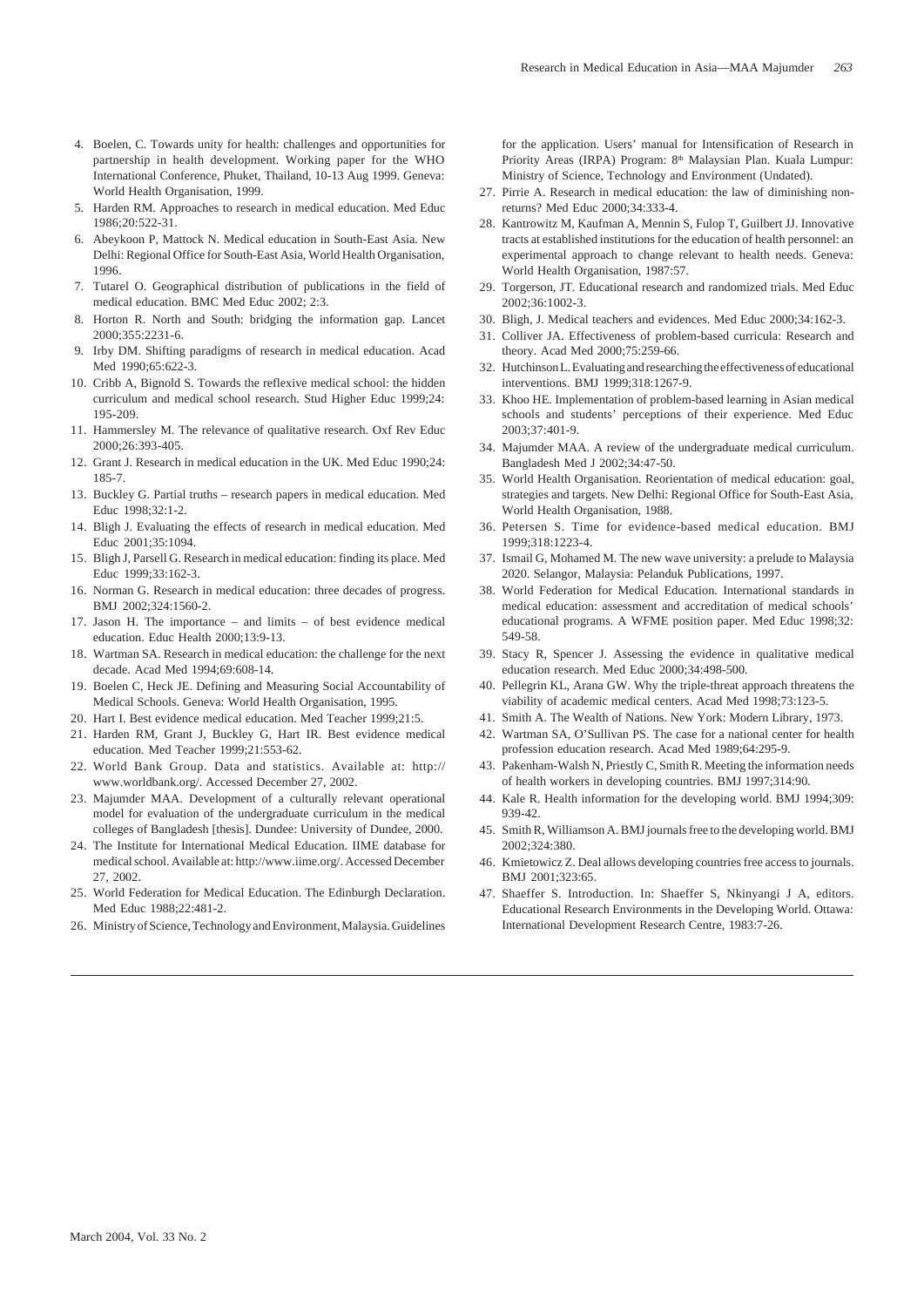4. Boelen, C. Towards unity for health: challenges and opportunities for partnership in health development. Working paper for the WHO International Conference, Phuket, Thailand, 10-13 Aug 1999. Geneva: World Health Organisation, 1999.
5. Harden RM. Approaches to research in medical education. Med Educ 1986;20:522-31.
6. Abeykoon P, Mattock N. Medical education in South-East Asia. New Delhi: Regional Office for South-East Asia, World Health Organisation, 1996.
7. Tutarel O. Geographical distribution of publications in the field of medical education. BMC Med Educ 2002; 2:3.
8. Horton R. North and South: bridging the information gap. Lancet 2000;355:2231-6.
9. Irby DM. Shifting paradigms of research in medical education. Acad Med 1990;65:622-3.
10. Cribb A, Bignold S. Towards the reflexive medical school: the hidden curriculum and medical school research. Stud Higher Educ 1999;24: 195-209.
11. Hammersley M. The relevance of qualitative research. Oxf Rev Educ 2000;26:393-405.
12. Grant J. Research in medical education in the UK. Med Educ 1990;24: 185-7.
13. Buckley G. Partial truths – research papers in medical education. Med Educ 1998;32:1-2.
14. Bligh J. Evaluating the effects of research in medical education. Med Educ 2001;35:1094.
15. Bligh J, Parsell G. Research in medical education: finding its place. Med Educ 1999;33:162-3.
16. Norman G. Research in medical education: three decades of progress. BMJ 2002;324:1560-2.
17. Jason H. The importance – and limits – of best evidence medical education. Educ Health 2000;13:9-13.
18. Wartman SA. Research in medical education: the challenge for the next decade. Acad Med 1994;69:608-14.
19. Boelen C, Heck JE. Defining and Measuring Social Accountability of Medical Schools. Geneva: World Health Organisation, 1995.
20. Hart I. Best evidence medical education. Med Teacher 1999;21:5.
21. Harden RM, Grant J, Buckley G, Hart IR. Best evidence medical education. Med Teacher 1999;21:553-62.
22. World Bank Group. Data and statistics. Available at: http://www.worldbank.org/. Accessed December 27, 2002.
23. Majumder MAA. Development of a culturally relevant operational model for evaluation of the undergraduate curriculum in the medical colleges of Bangladesh [thesis]. Dundee: University of Dundee, 2000.
24. The Institute for International Medical Education. IIME database for medical school. Available at: http://www.iime.org/. Accessed December 27, 2002.
25. World Federation for Medical Education. The Edinburgh Declaration. Med Educ 1988;22:481-2.
26. Ministry of Science, Technology and Environment, Malaysia. Guidelines for the application. Users' manual for Intensification of Research in Priority Areas (IRPA) Program: 8th Malaysian Plan. Kuala Lumpur: Ministry of Science, Technology and Environment (Undated).
27. Pirrie A. Research in medical education: the law of diminishing non-returns? Med Educ 2000;34:333-4.
28. Kantrowitz M, Kaufman A, Mennin S, Fulop T, Guilbert JJ. Innovative tracts at established institutions for the education of health personnel: an experimental approach to change relevant to health needs. Geneva: World Health Organisation, 1987:57.
29. Torgerson, JT. Educational research and randomized trials. Med Educ 2002;36:1002-3.
30. Bligh, J. Medical teachers and evidences. Med Educ 2000;34:162-3.
31. Colliver JA. Effectiveness of problem-based curricula: Research and theory. Acad Med 2000;75:259-66.
32. Hutchinson L. Evaluating and researching the effectiveness of educational interventions. BMJ 1999;318:1267-9.
33. Khoo HE. Implementation of problem-based learning in Asian medical schools and students' perceptions of their experience. Med Educ 2003;37:401-9.
34. Majumder MAA. A review of the undergraduate medical curriculum. Bangladesh Med J 2002;34:47-50.
35. World Health Organisation. Reorientation of medical education: goal, strategies and targets. New Delhi: Regional Office for South-East Asia, World Health Organisation, 1988.
36. Petersen S. Time for evidence-based medical education. BMJ 1999;318:1223-4.
37. Ismail G, Mohamed M. The new wave university: a prelude to Malaysia 2020. Selangor, Malaysia: Pelanduk Publications, 1997.
38. World Federation for Medical Education. International standards in medical education: assessment and accreditation of medical schools' educational programs. A WFME position paper. Med Educ 1998;32: 549-58.
39. Stacy R, Spencer J. Assessing the evidence in qualitative medical education research. Med Educ 2000;34:498-500.
40. Pellegrin KL, Arana GW. Why the triple-threat approach threatens the viability of academic medical centers. Acad Med 1998;73:123-5.
41. Smith A. The Wealth of Nations. New York: Modern Library, 1973.
42. Wartman SA, O'Sullivan PS. The case for a national center for health profession education research. Acad Med 1989;64:295-9.
43. Pakenham-Walsh N, Priestly C, Smith R. Meeting the information needs of health workers in developing countries. BMJ 1997;314:90.
44. Kale R. Health information for the developing world. BMJ 1994;309: 939-42.
45. Smith R, Williamson A. BMJ journals free to the developing world. BMJ 2002;324:380.
46. Kmietowicz Z. Deal allows developing countries free access to journals. BMJ 2001;323:65.
47. Shaeffer S. Introduction. In: Shaeffer S, Nkinyangi J A, editors. Educational Research Environments in the Developing World. Ottawa: International Development Research Centre, 1983:7-26.